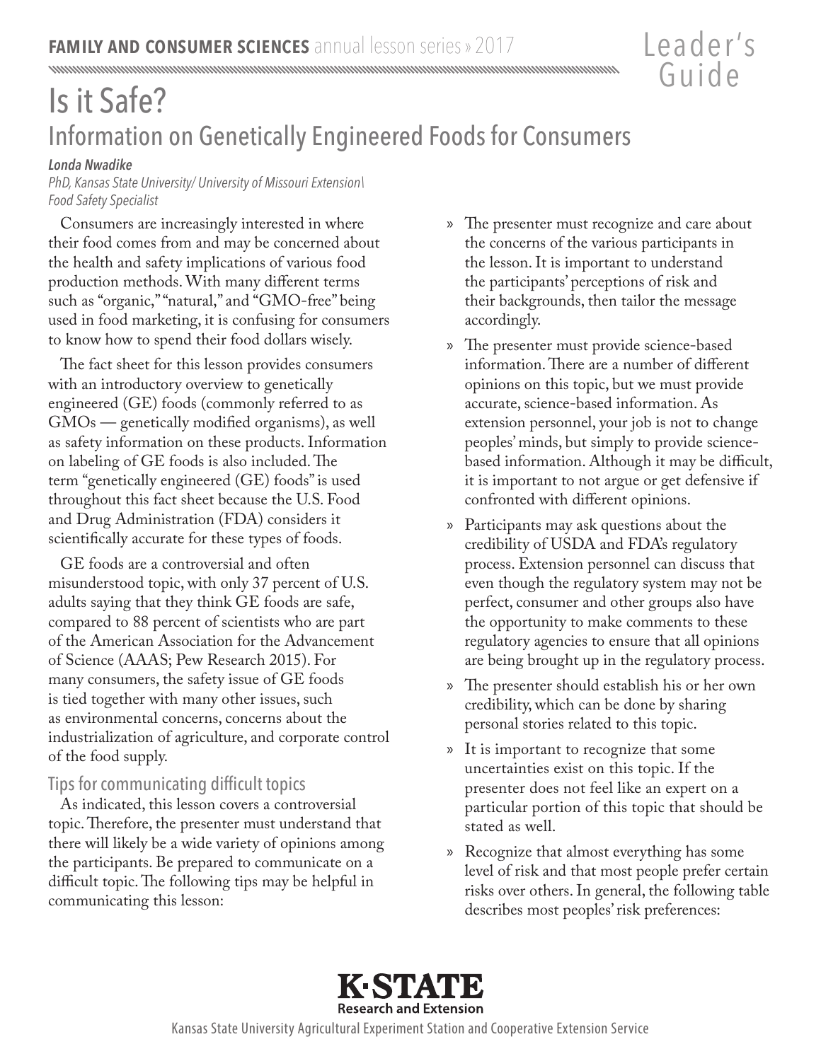**FAMILY AND CONSUMER SCIENCES** annual lesson series » 2017

Leader's Guide

# Is it Safe?

## Information on Genetically Engineered Foods for Consumers

***Londa Nwadike***

*PhD, Kansas State University/ University of Missouri Extension\ Food Safety Specialist*

Consumers are increasingly interested in where their food comes from and may be concerned about the health and safety implications of various food production methods. With many different terms such as "organic," "natural," and "GMO-free" being used in food marketing, it is confusing for consumers to know how to spend their food dollars wisely.

The fact sheet for this lesson provides consumers with an introductory overview to genetically engineered (GE) foods (commonly referred to as GMOs — genetically modified organisms), as well as safety information on these products. Information on labeling of GE foods is also included. The term "genetically engineered (GE) foods" is used throughout this fact sheet because the U.S. Food and Drug Administration (FDA) considers it scientifically accurate for these types of foods.

GE foods are a controversial and often misunderstood topic, with only 37 percent of U.S. adults saying that they think GE foods are safe, compared to 88 percent of scientists who are part of the American Association for the Advancement of Science (AAAS; Pew Research 2015). For many consumers, the safety issue of GE foods is tied together with many other issues, such as environmental concerns, concerns about the industrialization of agriculture, and corporate control of the food supply.

### Tips for communicating difficult topics

As indicated, this lesson covers a controversial topic. Therefore, the presenter must understand that there will likely be a wide variety of opinions among the participants. Be prepared to communicate on a difficult topic. The following tips may be helpful in communicating this lesson:

- The presenter must recognize and care about the concerns of the various participants in the lesson. It is important to understand the participants' perceptions of risk and their backgrounds, then tailor the message accordingly.
- The presenter must provide science-based information. There are a number of different opinions on this topic, but we must provide accurate, science-based information. As extension personnel, your job is not to change peoples' minds, but simply to provide science-based information. Although it may be difficult, it is important to not argue or get defensive if confronted with different opinions.
- Participants may ask questions about the credibility of USDA and FDA's regulatory process. Extension personnel can discuss that even though the regulatory system may not be perfect, consumer and other groups also have the opportunity to make comments to these regulatory agencies to ensure that all opinions are being brought up in the regulatory process.
- The presenter should establish his or her own credibility, which can be done by sharing personal stories related to this topic.
- It is important to recognize that some uncertainties exist on this topic. If the presenter does not feel like an expert on a particular portion of this topic that should be stated as well.
- Recognize that almost everything has some level of risk and that most people prefer certain risks over others. In general, the following table describes most peoples' risk preferences: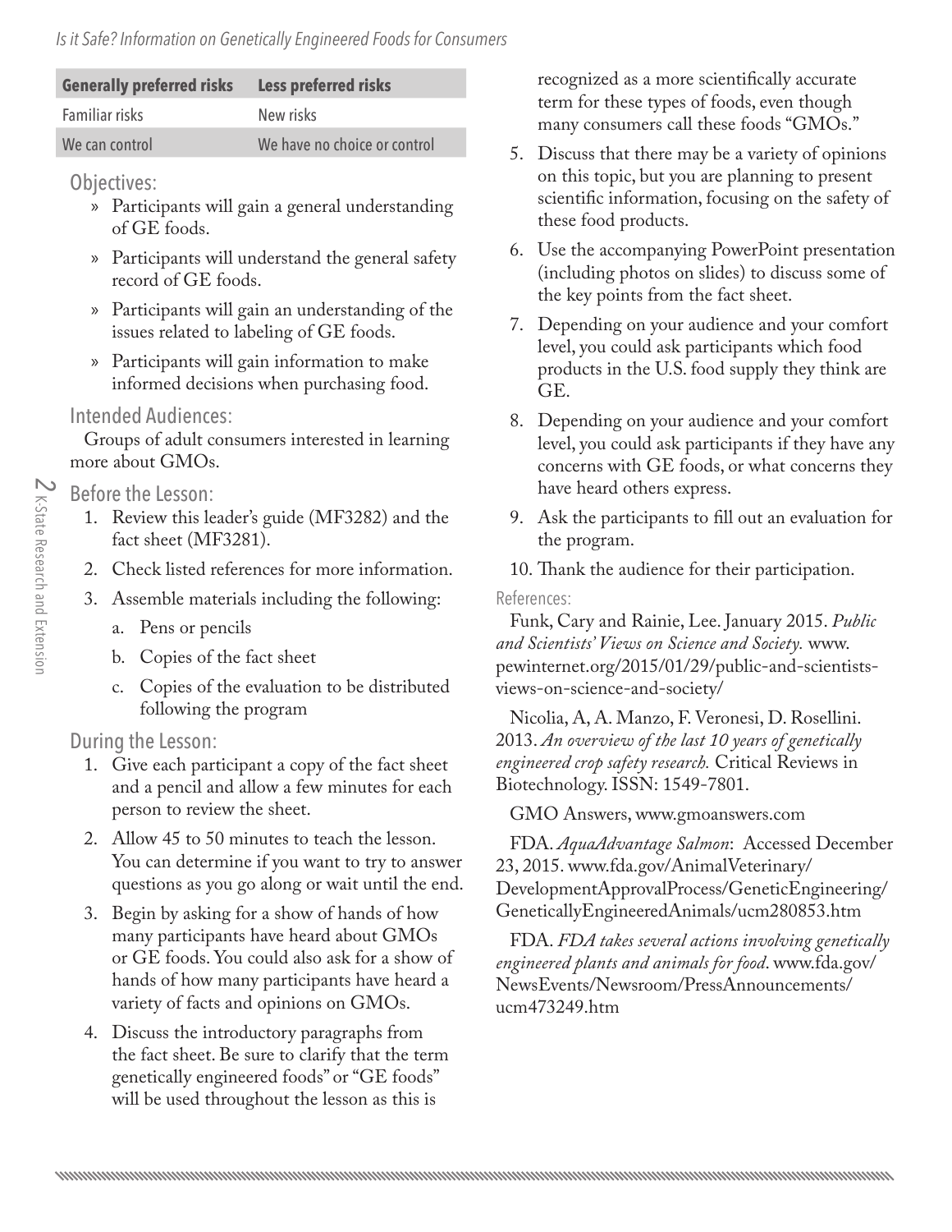| Generally preferred risks | Less preferred risks |
|---|---|
| Familiar risks | New risks |
| We can control | We have no choice or control |

## Objectives:

- Participants will gain a general understanding of GE foods.
- Participants will understand the general safety record of GE foods.
- Participants will gain an understanding of the issues related to labeling of GE foods.
- Participants will gain information to make informed decisions when purchasing food.

## Intended Audiences:

Groups of adult consumers interested in learning more about GMOs.

## Before the Lesson:

1. Review this leader's guide (MF3282) and the fact sheet (MF3281).
2. Check listed references for more information.
3. Assemble materials including the following:
   a. Pens or pencils
   b. Copies of the fact sheet
   c. Copies of the evaluation to be distributed following the program

## During the Lesson:

1. Give each participant a copy of the fact sheet and a pencil and allow a few minutes for each person to review the sheet.
2. Allow 45 to 50 minutes to teach the lesson. You can determine if you want to try to answer questions as you go along or wait until the end.
3. Begin by asking for a show of hands of how many participants have heard about GMOs or GE foods. You could also ask for a show of hands of how many participants have heard a variety of facts and opinions on GMOs.
4. Discuss the introductory paragraphs from the fact sheet. Be sure to clarify that the term genetically engineered foods" or "GE foods" will be used throughout the lesson as this is recognized as a more scientifically accurate term for these types of foods, even though many consumers call these foods "GMOs."
5. Discuss that there may be a variety of opinions on this topic, but you are planning to present scientific information, focusing on the safety of these food products.
6. Use the accompanying PowerPoint presentation (including photos on slides) to discuss some of the key points from the fact sheet.
7. Depending on your audience and your comfort level, you could ask participants which food products in the U.S. food supply they think are GE.
8. Depending on your audience and your comfort level, you could ask participants if they have any concerns with GE foods, or what concerns they have heard others express.
9. Ask the participants to fill out an evaluation for the program.
10. Thank the audience for their participation.

## References:

Funk, Cary and Rainie, Lee. January 2015. *Public and Scientists' Views on Science and Society.* www.pewinternet.org/2015/01/29/public-and-scientists-views-on-science-and-society/

Nicolia, A, A. Manzo, F. Veronesi, D. Rosellini. 2013. *An overview of the last 10 years of genetically engineered crop safety research.* Critical Reviews in Biotechnology. ISSN: 1549-7801.

GMO Answers, www.gmoanswers.com

FDA. *AquaAdvantage Salmon*: Accessed December 23, 2015. www.fda.gov/AnimalVeterinary/DevelopmentApprovalProcess/GeneticEngineering/GeneticallyEngineeredAnimals/ucm280853.htm

FDA. *FDA takes several actions involving genetically engineered plants and animals for food*. www.fda.gov/NewsEvents/Newsroom/PressAnnouncements/ucm473249.htm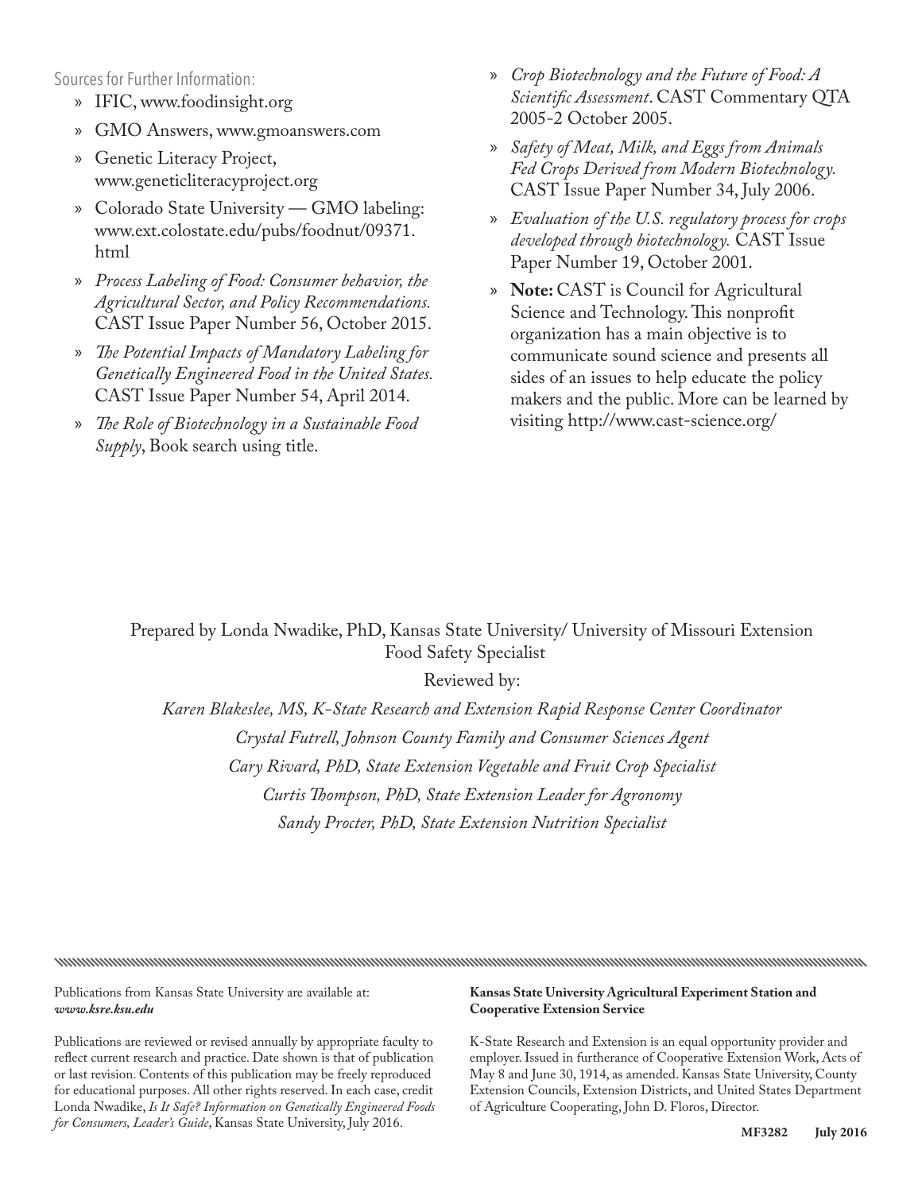Sources for Further Information:

- IFIC, www.foodinsight.org
- GMO Answers, www.gmoanswers.com
- Genetic Literacy Project, www.geneticliteracyproject.org
- Colorado State University — GMO labeling: www.ext.colostate.edu/pubs/foodnut/09371.html
- *Process Labeling of Food: Consumer behavior, the Agricultural Sector, and Policy Recommendations.* CAST Issue Paper Number 56, October 2015.
- *The Potential Impacts of Mandatory Labeling for Genetically Engineered Food in the United States.* CAST Issue Paper Number 54, April 2014.
- *The Role of Biotechnology in a Sustainable Food Supply*, Book search using title.
- *Crop Biotechnology and the Future of Food: A Scientific Assessment*. CAST Commentary QTA 2005-2 October 2005.
- *Safety of Meat, Milk, and Eggs from Animals Fed Crops Derived from Modern Biotechnology.* CAST Issue Paper Number 34, July 2006.
- *Evaluation of the U.S. regulatory process for crops developed through biotechnology.* CAST Issue Paper Number 19, October 2001.
- **Note:** CAST is Council for Agricultural Science and Technology. This nonprofit organization has a main objective is to communicate sound science and presents all sides of an issues to help educate the policy makers and the public. More can be learned by visiting http://www.cast-science.org/

Prepared by Londa Nwadike, PhD, Kansas State University/ University of Missouri Extension Food Safety Specialist

Reviewed by:

*Karen Blakeslee, MS, K-State Research and Extension Rapid Response Center Coordinator*

*Crystal Futrell, Johnson County Family and Consumer Sciences Agent*

*Cary Rivard, PhD, State Extension Vegetable and Fruit Crop Specialist*

*Curtis Thompson, PhD, State Extension Leader for Agronomy*

*Sandy Procter, PhD, State Extension Nutrition Specialist*

Publications from Kansas State University are available at: ***www.ksre.ksu.edu***

Publications are reviewed or revised annually by appropriate faculty to reflect current research and practice. Date shown is that of publication or last revision. Contents of this publication may be freely reproduced for educational purposes. All other rights reserved. In each case, credit Londa Nwadike, *Is It Safe? Information on Genetically Engineered Foods for Consumers, Leader's Guide*, Kansas State University, July 2016.

**Kansas State University Agricultural Experiment Station and Cooperative Extension Service**

K-State Research and Extension is an equal opportunity provider and employer. Issued in furtherance of Cooperative Extension Work, Acts of May 8 and June 30, 1914, as amended. Kansas State University, County Extension Councils, Extension Districts, and United States Department of Agriculture Cooperating, John D. Floros, Director.

**MF3282 July 2016**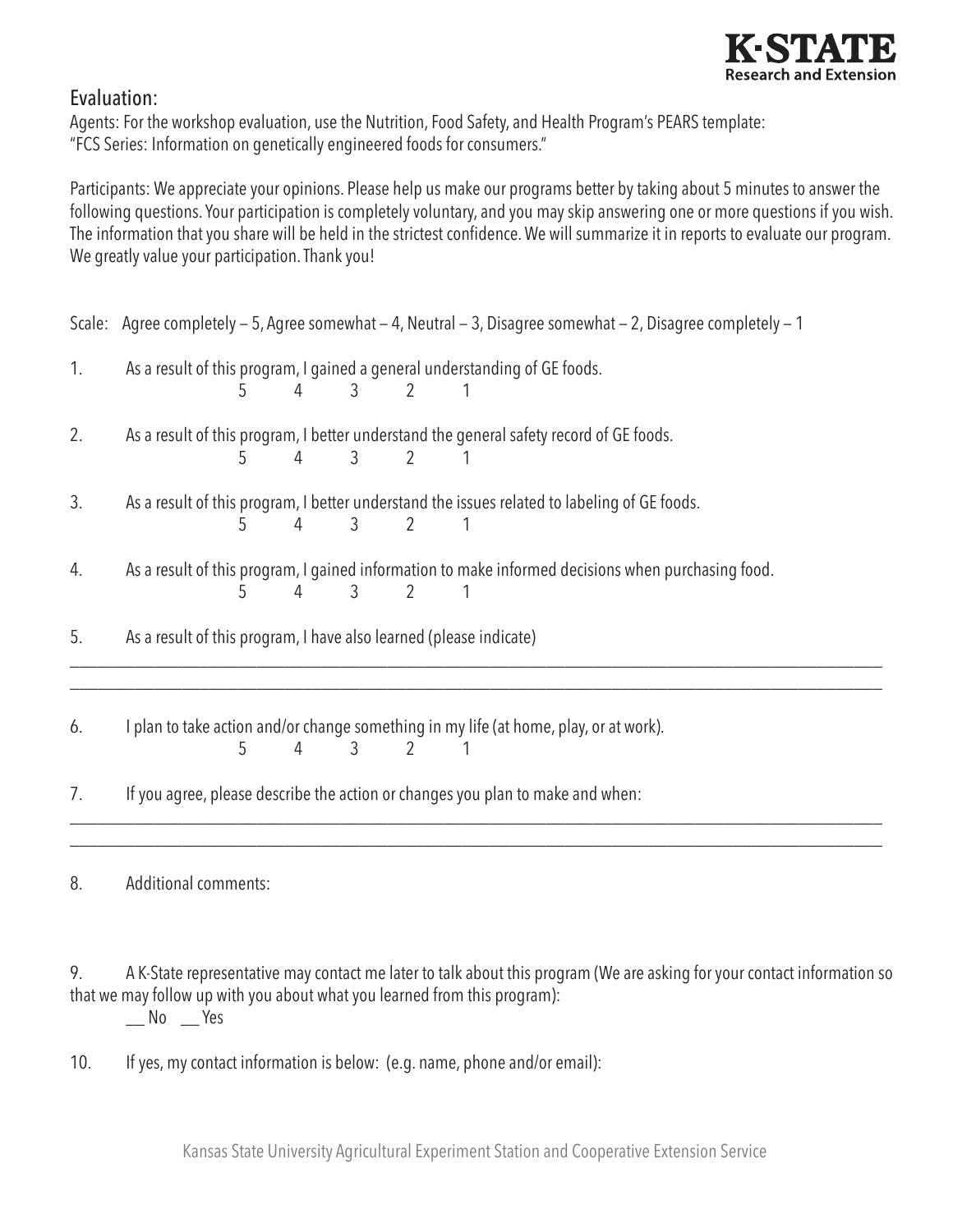## Evaluation:

Agents: For the workshop evaluation, use the Nutrition, Food Safety, and Health Program's PEARS template: "FCS Series: Information on genetically engineered foods for consumers."

Participants: We appreciate your opinions. Please help us make our programs better by taking about 5 minutes to answer the following questions. Your participation is completely voluntary, and you may skip answering one or more questions if you wish. The information that you share will be held in the strictest confidence. We will summarize it in reports to evaluate our program. We greatly value your participation. Thank you!

Scale: Agree completely – 5, Agree somewhat – 4, Neutral – 3, Disagree somewhat – 2, Disagree completely – 1

1. As a result of this program, I gained a general understanding of GE foods.

   5 4 3 2 1

2. As a result of this program, I better understand the general safety record of GE foods.

   5 4 3 2 1

3. As a result of this program, I better understand the issues related to labeling of GE foods.

   5 4 3 2 1

4. As a result of this program, I gained information to make informed decisions when purchasing food.

   5 4 3 2 1

5. As a result of this program, I have also learned (please indicate)

______________________________________________________________________________

______________________________________________________________________________

6. I plan to take action and/or change something in my life (at home, play, or at work).

   5 4 3 2 1

7. If you agree, please describe the action or changes you plan to make and when:

______________________________________________________________________________

______________________________________________________________________________

8. Additional comments:

9. A K-State representative may contact me later to talk about this program (We are asking for your contact information so that we may follow up with you about what you learned from this program):

   __ No __ Yes

10. If yes, my contact information is below: (e.g. name, phone and/or email):